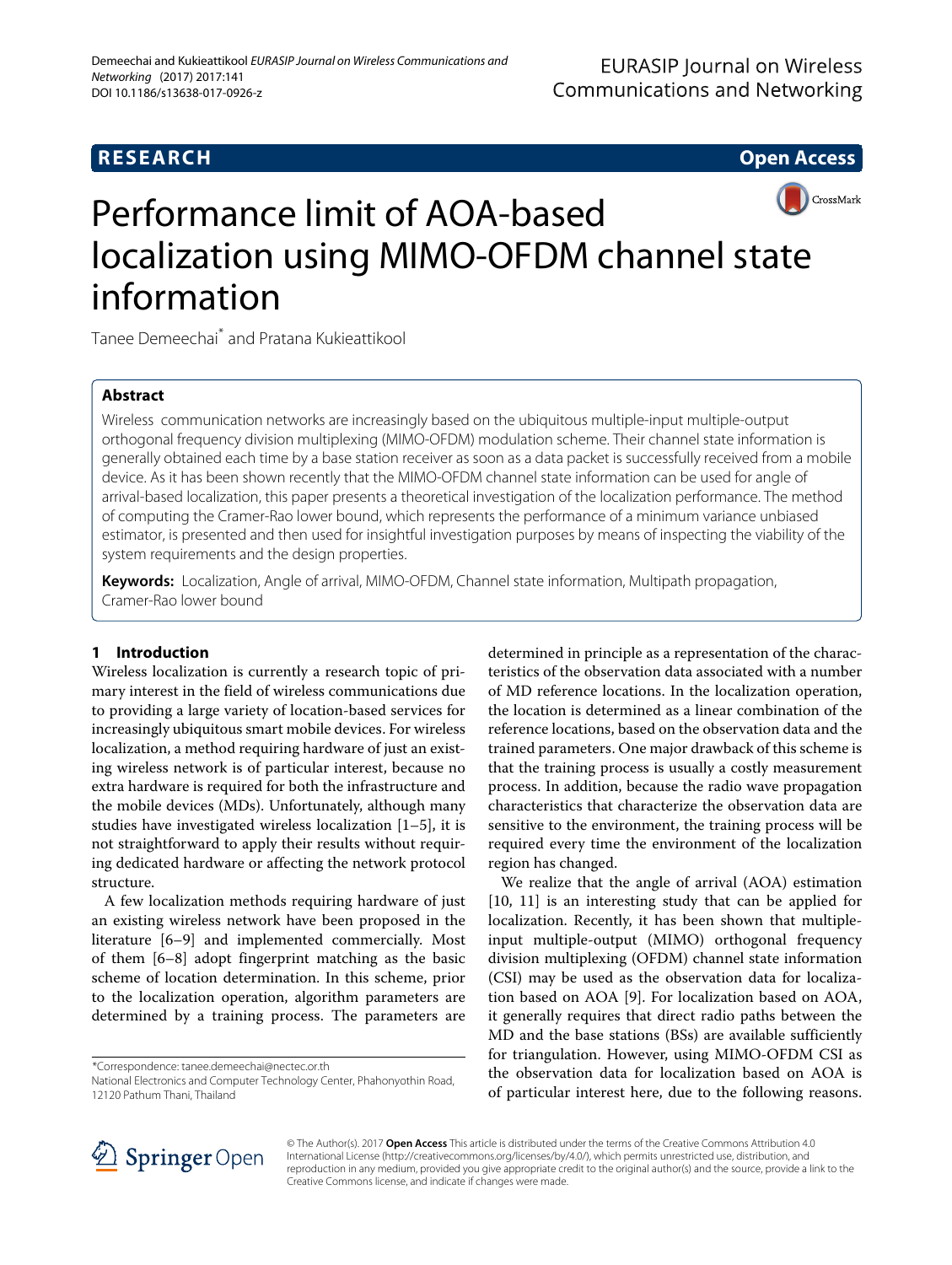RESEARCH

Open Access

# Performance limit of AOA-based localization using MIMO-OFDM channel state information

Tanee Demeechai* and Pratana Kukieattikool

## Abstract

Wireless communication networks are increasingly based on the ubiquitous multiple-input multiple-output orthogonal frequency division multiplexing (MIMO-OFDM) modulation scheme. Their channel state information is generally obtained each time by a base station receiver as soon as a data packet is successfully received from a mobile device. As it has been shown recently that the MIMO-OFDM channel state information can be used for angle of arrival-based localization, this paper presents a theoretical investigation of the localization performance. The method of computing the Cramer-Rao lower bound, which represents the performance of a minimum variance unbiased estimator, is presented and then used for insightful investigation purposes by means of inspecting the viability of the system requirements and the design properties.

**Keywords:** Localization, Angle of arrival, MIMO-OFDM, Channel state information, Multipath propagation, Cramer-Rao lower bound

## 1 Introduction

Wireless localization is currently a research topic of primary interest in the field of wireless communications due to providing a large variety of location-based services for increasingly ubiquitous smart mobile devices. For wireless localization, a method requiring hardware of just an existing wireless network is of particular interest, because no extra hardware is required for both the infrastructure and the mobile devices (MDs). Unfortunately, although many studies have investigated wireless localization [1–5], it is not straightforward to apply their results without requiring dedicated hardware or affecting the network protocol structure.

A few localization methods requiring hardware of just an existing wireless network have been proposed in the literature [6–9] and implemented commercially. Most of them [6–8] adopt fingerprint matching as the basic scheme of location determination. In this scheme, prior to the localization operation, algorithm parameters are determined by a training process. The parameters are determined in principle as a representation of the characteristics of the observation data associated with a number of MD reference locations. In the localization operation, the location is determined as a linear combination of the reference locations, based on the observation data and the trained parameters. One major drawback of this scheme is that the training process is usually a costly measurement process. In addition, because the radio wave propagation characteristics that characterize the observation data are sensitive to the environment, the training process will be required every time the environment of the localization region has changed.

We realize that the angle of arrival (AOA) estimation [10, 11] is an interesting study that can be applied for localization. Recently, it has been shown that multiple-input multiple-output (MIMO) orthogonal frequency division multiplexing (OFDM) channel state information (CSI) may be used as the observation data for localization based on AOA [9]. For localization based on AOA, it generally requires that direct radio paths between the MD and the base stations (BSs) are available sufficiently for triangulation. However, using MIMO-OFDM CSI as the observation data for localization based on AOA is of particular interest here, due to the following reasons.

*Correspondence: tanee.demeechai@nectec.or.th
National Electronics and Computer Technology Center, Phahonyothin Road, 12120 Pathum Thani, Thailand

© The Author(s). 2017 **Open Access** This article is distributed under the terms of the Creative Commons Attribution 4.0 International License (http://creativecommons.org/licenses/by/4.0/), which permits unrestricted use, distribution, and reproduction in any medium, provided you give appropriate credit to the original author(s) and the source, provide a link to the Creative Commons license, and indicate if changes were made.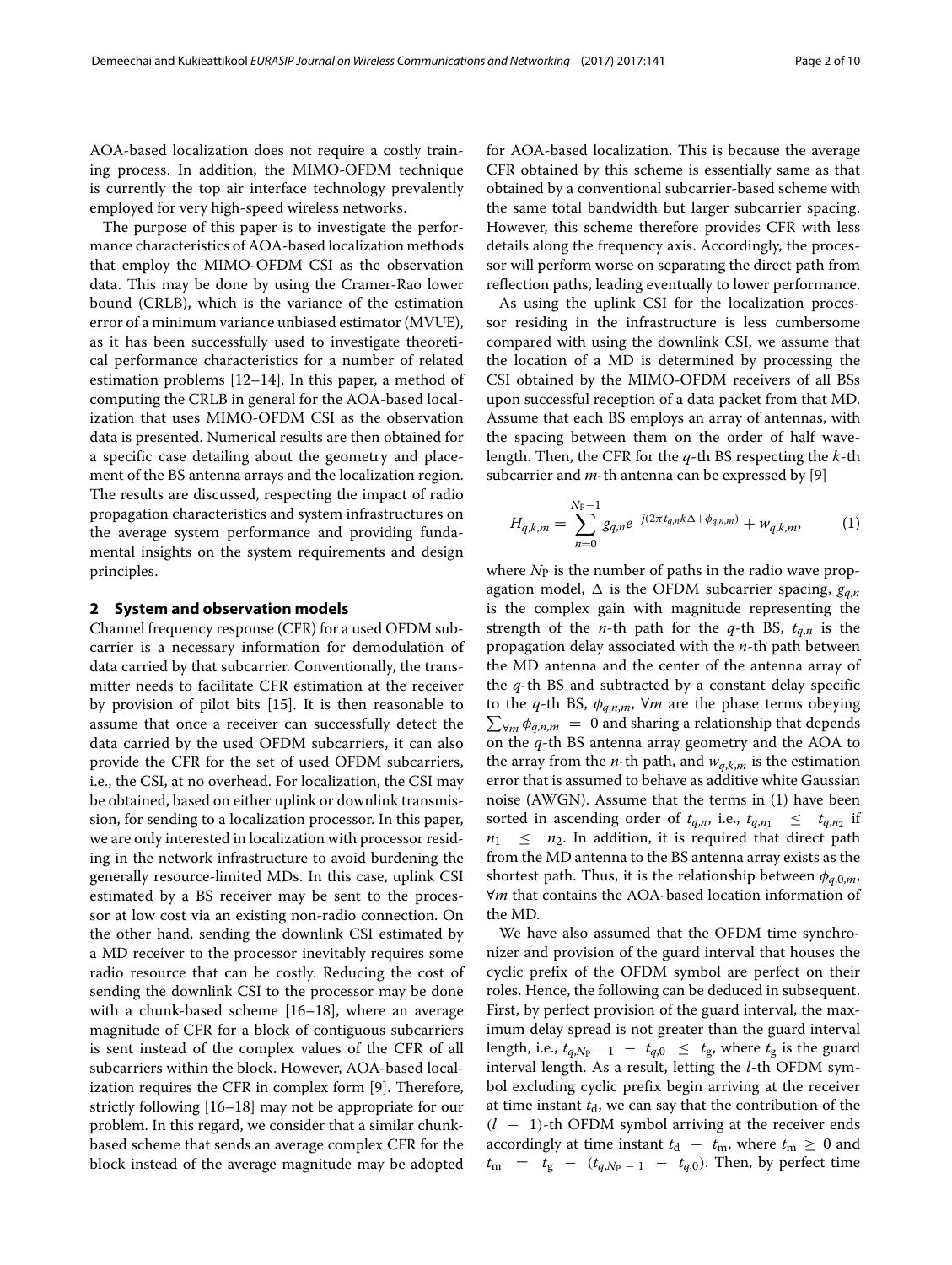AOA-based localization does not require a costly training process. In addition, the MIMO-OFDM technique is currently the top air interface technology prevalently employed for very high-speed wireless networks.

The purpose of this paper is to investigate the performance characteristics of AOA-based localization methods that employ the MIMO-OFDM CSI as the observation data. This may be done by using the Cramer-Rao lower bound (CRLB), which is the variance of the estimation error of a minimum variance unbiased estimator (MVUE), as it has been successfully used to investigate theoretical performance characteristics for a number of related estimation problems [12–14]. In this paper, a method of computing the CRLB in general for the AOA-based localization that uses MIMO-OFDM CSI as the observation data is presented. Numerical results are then obtained for a specific case detailing about the geometry and placement of the BS antenna arrays and the localization region. The results are discussed, respecting the impact of radio propagation characteristics and system infrastructures on the average system performance and providing fundamental insights on the system requirements and design principles.

## 2 System and observation models

Channel frequency response (CFR) for a used OFDM subcarrier is a necessary information for demodulation of data carried by that subcarrier. Conventionally, the transmitter needs to facilitate CFR estimation at the receiver by provision of pilot bits [15]. It is then reasonable to assume that once a receiver can successfully detect the data carried by the used OFDM subcarriers, it can also provide the CFR for the set of used OFDM subcarriers, i.e., the CSI, at no overhead. For localization, the CSI may be obtained, based on either uplink or downlink transmission, for sending to a localization processor. In this paper, we are only interested in localization with processor residing in the network infrastructure to avoid burdening the generally resource-limited MDs. In this case, uplink CSI estimated by a BS receiver may be sent to the processor at low cost via an existing non-radio connection. On the other hand, sending the downlink CSI estimated by a MD receiver to the processor inevitably requires some radio resource that can be costly. Reducing the cost of sending the downlink CSI to the processor may be done with a chunk-based scheme [16–18], where an average magnitude of CFR for a block of contiguous subcarriers is sent instead of the complex values of the CFR of all subcarriers within the block. However, AOA-based localization requires the CFR in complex form [9]. Therefore, strictly following [16–18] may not be appropriate for our problem. In this regard, we consider that a similar chunk-based scheme that sends an average complex CFR for the block instead of the average magnitude may be adopted for AOA-based localization. This is because the average CFR obtained by this scheme is essentially same as that obtained by a conventional subcarrier-based scheme with the same total bandwidth but larger subcarrier spacing. However, this scheme therefore provides CFR with less details along the frequency axis. Accordingly, the processor will perform worse on separating the direct path from reflection paths, leading eventually to lower performance.

As using the uplink CSI for the localization processor residing in the infrastructure is less cumbersome compared with using the downlink CSI, we assume that the location of a MD is determined by processing the CSI obtained by the MIMO-OFDM receivers of all BSs upon successful reception of a data packet from that MD. Assume that each BS employs an array of antennas, with the spacing between them on the order of half wavelength. Then, the CFR for the $q$-th BS respecting the $k$-th subcarrier and $m$-th antenna can be expressed by [9]

$$H_{q,k,m} = \sum_{n=0}^{N_{\mathrm{P}}-1} g_{q,n} e^{-j(2\pi t_{q,n} k\Delta + \phi_{q,n,m})} + w_{q,k,m}, \qquad (1)$$

where $N_{\mathrm{P}}$ is the number of paths in the radio wave propagation model, $\Delta$ is the OFDM subcarrier spacing, $g_{q,n}$ is the complex gain with magnitude representing the strength of the $n$-th path for the $q$-th BS, $t_{q,n}$ is the propagation delay associated with the $n$-th path between the MD antenna and the center of the antenna array of the $q$-th BS and subtracted by a constant delay specific to the $q$-th BS, $\phi_{q,n,m}$, $\forall m$ are the phase terms obeying $\sum_{\forall m} \phi_{q,n,m} = 0$ and sharing a relationship that depends on the $q$-th BS antenna array geometry and the AOA to the array from the $n$-th path, and $w_{q,k,m}$ is the estimation error that is assumed to behave as additive white Gaussian noise (AWGN). Assume that the terms in (1) have been sorted in ascending order of $t_{q,n}$, i.e., $t_{q,n_1} \leq t_{q,n_2}$ if $n_1 \leq n_2$. In addition, it is required that direct path from the MD antenna to the BS antenna array exists as the shortest path. Thus, it is the relationship between $\phi_{q,0,m}$, $\forall m$ that contains the AOA-based location information of the MD.

We have also assumed that the OFDM time synchronizer and provision of the guard interval that houses the cyclic prefix of the OFDM symbol are perfect on their roles. Hence, the following can be deduced in subsequent. First, by perfect provision of the guard interval, the maximum delay spread is not greater than the guard interval length, i.e., $t_{q,N_{\mathrm{P}}-1} - t_{q,0} \leq t_{\mathrm{g}}$, where $t_{\mathrm{g}}$ is the guard interval length. As a result, letting the $l$-th OFDM symbol excluding cyclic prefix begin arriving at the receiver at time instant $t_{\mathrm{d}}$, we can say that the contribution of the $(l-1)$-th OFDM symbol arriving at the receiver ends accordingly at time instant $t_{\mathrm{d}} - t_{\mathrm{m}}$, where $t_{\mathrm{m}} \geq 0$ and $t_{\mathrm{m}} = t_{\mathrm{g}} - (t_{q,N_{\mathrm{P}}-1} - t_{q,0})$. Then, by perfect time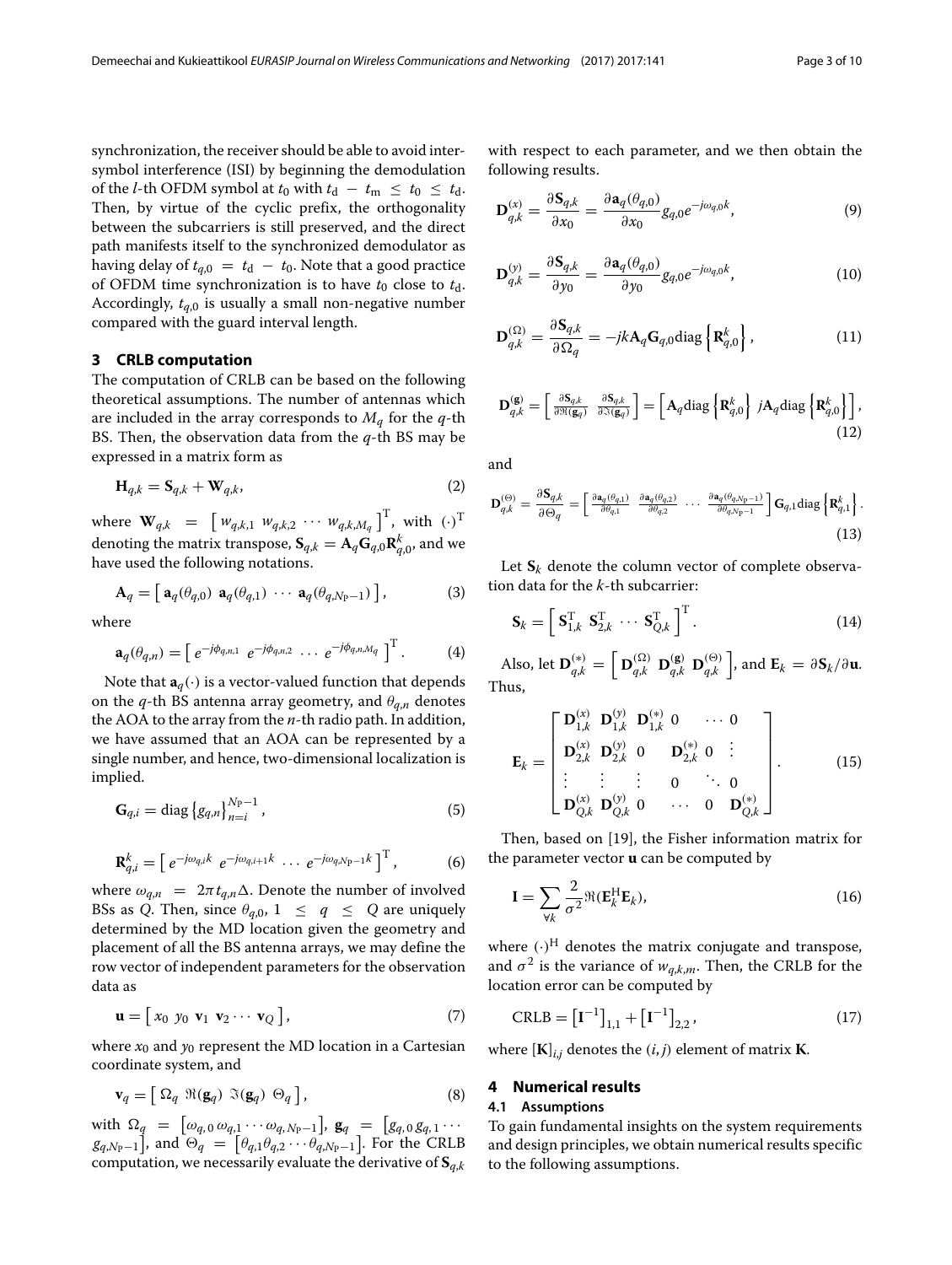synchronization, the receiver should be able to avoid inter-symbol interference (ISI) by beginning the demodulation of the $l$-th OFDM symbol at $t_0$ with $t_\mathrm{d} - t_\mathrm{m} \leq t_0 \leq t_\mathrm{d}$. Then, by virtue of the cyclic prefix, the orthogonality between the subcarriers is still preserved, and the direct path manifests itself to the synchronized demodulator as having delay of $t_{q,0} = t_\mathrm{d} - t_0$. Note that a good practice of OFDM time synchronization is to have $t_0$ close to $t_\mathrm{d}$. Accordingly, $t_{q,0}$ is usually a small non-negative number compared with the guard interval length.

## 3 CRLB computation

The computation of CRLB can be based on the following theoretical assumptions. The number of antennas which are included in the array corresponds to $M_q$ for the $q$-th BS. Then, the observation data from the $q$-th BS may be expressed in a matrix form as

$$\mathbf{H}_{q,k} = \mathbf{S}_{q,k} + \mathbf{W}_{q,k}, \tag{2}$$

where $\mathbf{W}_{q,k} = \left[ w_{q,k,1} \ w_{q,k,2} \ \cdots \ w_{q,k,M_q} \right]^\mathrm{T}$, with $(\cdot)^\mathrm{T}$ denoting the matrix transpose, $\mathbf{S}_{q,k} = \mathbf{A}_q \mathbf{G}_{q,0} \mathbf{R}^k_{q,0}$, and we have used the following notations.

$$\mathbf{A}_q = \left[ \mathbf{a}_q(\theta_{q,0}) \ \mathbf{a}_q(\theta_{q,1}) \ \cdots \ \mathbf{a}_q(\theta_{q,N_\mathrm{P}-1}) \right], \tag{3}$$

where

$$\mathbf{a}_q(\theta_{q,n}) = \left[ e^{-j\phi_{q,n,1}} \ e^{-j\phi_{q,n,2}} \ \cdots \ e^{-j\phi_{q,n,M_q}} \right]^\mathrm{T}. \tag{4}$$

Note that $\mathbf{a}_q(\cdot)$ is a vector-valued function that depends on the $q$-th BS antenna array geometry, and $\theta_{q,n}$ denotes the AOA to the array from the $n$-th radio path. In addition, we have assumed that an AOA can be represented by a single number, and hence, two-dimensional localization is implied.

$$\mathbf{G}_{q,i} = \mathrm{diag}\left\{ g_{q,n} \right\}_{n=i}^{N_\mathrm{P}-1}, \tag{5}$$

$$\mathbf{R}^k_{q,i} = \left[ e^{-j\omega_{q,i}k} \ e^{-j\omega_{q,i+1}k} \ \cdots \ e^{-j\omega_{q,N_\mathrm{P}-1}k} \right]^\mathrm{T}, \tag{6}$$

where $\omega_{q,n} = 2\pi t_{q,n}\Delta$. Denote the number of involved BSs as $Q$. Then, since $\theta_{q,0}$, $1 \leq q \leq Q$ are uniquely determined by the MD location given the geometry and placement of all the BS antenna arrays, we may define the row vector of independent parameters for the observation data as

$$\mathbf{u} = \left[ x_0 \ y_0 \ \mathbf{v}_1 \ \mathbf{v}_2 \cdots \mathbf{v}_Q \right], \tag{7}$$

where $x_0$ and $y_0$ represent the MD location in a Cartesian coordinate system, and

$$\mathbf{v}_q = \left[ \Omega_q \ \Re(\mathbf{g}_q) \ \Im(\mathbf{g}_q) \ \Theta_q \right], \tag{8}$$

with $\Omega_q = \left[ \omega_{q,0}\, \omega_{q,1} \cdots \omega_{q,N_\mathrm{P}-1} \right]$, $\mathbf{g}_q = \left[ g_{q,0}\, g_{q,1} \cdots g_{q,N_\mathrm{P}-1} \right]$, and $\Theta_q = \left[ \theta_{q,1}\theta_{q,2} \cdots \theta_{q,N_\mathrm{P}-1} \right]$. For the CRLB computation, we necessarily evaluate the derivative of $\mathbf{S}_{q,k}$ with respect to each parameter, and we then obtain the following results.

$$\mathbf{D}^{(x)}_{q,k} = \frac{\partial \mathbf{S}_{q,k}}{\partial x_0} = \frac{\partial \mathbf{a}_q(\theta_{q,0})}{\partial x_0} g_{q,0} e^{-j\omega_{q,0}k}, \tag{9}$$

$$\mathbf{D}^{(y)}_{q,k} = \frac{\partial \mathbf{S}_{q,k}}{\partial y_0} = \frac{\partial \mathbf{a}_q(\theta_{q,0})}{\partial y_0} g_{q,0} e^{-j\omega_{q,0}k}, \tag{10}$$

$$\mathbf{D}^{(\Omega)}_{q,k} = \frac{\partial \mathbf{S}_{q,k}}{\partial \Omega_q} = -jk\mathbf{A}_q \mathbf{G}_{q,0} \mathrm{diag}\left\{ \mathbf{R}^k_{q,0} \right\}, \tag{11}$$

$$\mathbf{D}^{(\mathbf{g})}_{q,k} = \left[ \frac{\partial \mathbf{S}_{q,k}}{\partial \Re(\mathbf{g}_q)} \ \frac{\partial \mathbf{S}_{q,k}}{\partial \Im(\mathbf{g}_q)} \right] = \left[ \mathbf{A}_q \mathrm{diag}\left\{ \mathbf{R}^k_{q,0} \right\} \ j\mathbf{A}_q \mathrm{diag}\left\{ \mathbf{R}^k_{q,0} \right\} \right], \tag{12}$$

and

$$\mathbf{D}^{(\Theta)}_{q,k} = \frac{\partial \mathbf{S}_{q,k}}{\partial \Theta_q} = \left[ \frac{\partial \mathbf{a}_q(\theta_{q,1})}{\partial \theta_{q,1}} \ \frac{\partial \mathbf{a}_q(\theta_{q,2})}{\partial \theta_{q,2}} \ \cdots \ \frac{\partial \mathbf{a}_q(\theta_{q,N_\mathrm{P}-1})}{\partial \theta_{q,N_\mathrm{P}-1}} \right] \mathbf{G}_{q,1} \mathrm{diag}\left\{ \mathbf{R}^k_{q,1} \right\}. \tag{13}$$

Let $\mathbf{S}_k$ denote the column vector of complete observation data for the $k$-th subcarrier:

$$\mathbf{S}_k = \left[ \mathbf{S}^\mathrm{T}_{1,k} \ \mathbf{S}^\mathrm{T}_{2,k} \ \cdots \ \mathbf{S}^\mathrm{T}_{Q,k} \right]^\mathrm{T}. \tag{14}$$

Also, let $\mathbf{D}^{(*)}_{q,k} = \left[ \mathbf{D}^{(\Omega)}_{q,k} \ \mathbf{D}^{(\mathbf{g})}_{q,k} \ \mathbf{D}^{(\Theta)}_{q,k} \right]$, and $\mathbf{E}_k = \partial \mathbf{S}_k / \partial \mathbf{u}$. Thus,

$$\mathbf{E}_k = \begin{bmatrix} \mathbf{D}^{(x)}_{1,k} & \mathbf{D}^{(y)}_{1,k} & \mathbf{D}^{(*)}_{1,k} & 0 & \cdots & 0 \\ \mathbf{D}^{(x)}_{2,k} & \mathbf{D}^{(y)}_{2,k} & 0 & \mathbf{D}^{(*)}_{2,k} & 0 & \vdots \\ \vdots & \vdots & \vdots & 0 & \ddots & 0 \\ \mathbf{D}^{(x)}_{Q,k} & \mathbf{D}^{(y)}_{Q,k} & 0 & \cdots & 0 & \mathbf{D}^{(*)}_{Q,k} \end{bmatrix}. \tag{15}$$

Then, based on [19], the Fisher information matrix for the parameter vector $\mathbf{u}$ can be computed by

$$\mathbf{I} = \sum_{\forall k} \frac{2}{\sigma^2} \Re(\mathbf{E}^\mathrm{H}_k \mathbf{E}_k), \tag{16}$$

where $(\cdot)^\mathrm{H}$ denotes the matrix conjugate and transpose, and $\sigma^2$ is the variance of $w_{q,k,m}$. Then, the CRLB for the location error can be computed by

$$\mathrm{CRLB} = \left[ \mathbf{I}^{-1} \right]_{1,1} + \left[ \mathbf{I}^{-1} \right]_{2,2}, \tag{17}$$

where $[\mathbf{K}]_{i,j}$ denotes the $(i,j)$ element of matrix $\mathbf{K}$.

## 4 Numerical results

### 4.1 Assumptions

To gain fundamental insights on the system requirements and design principles, we obtain numerical results specific to the following assumptions.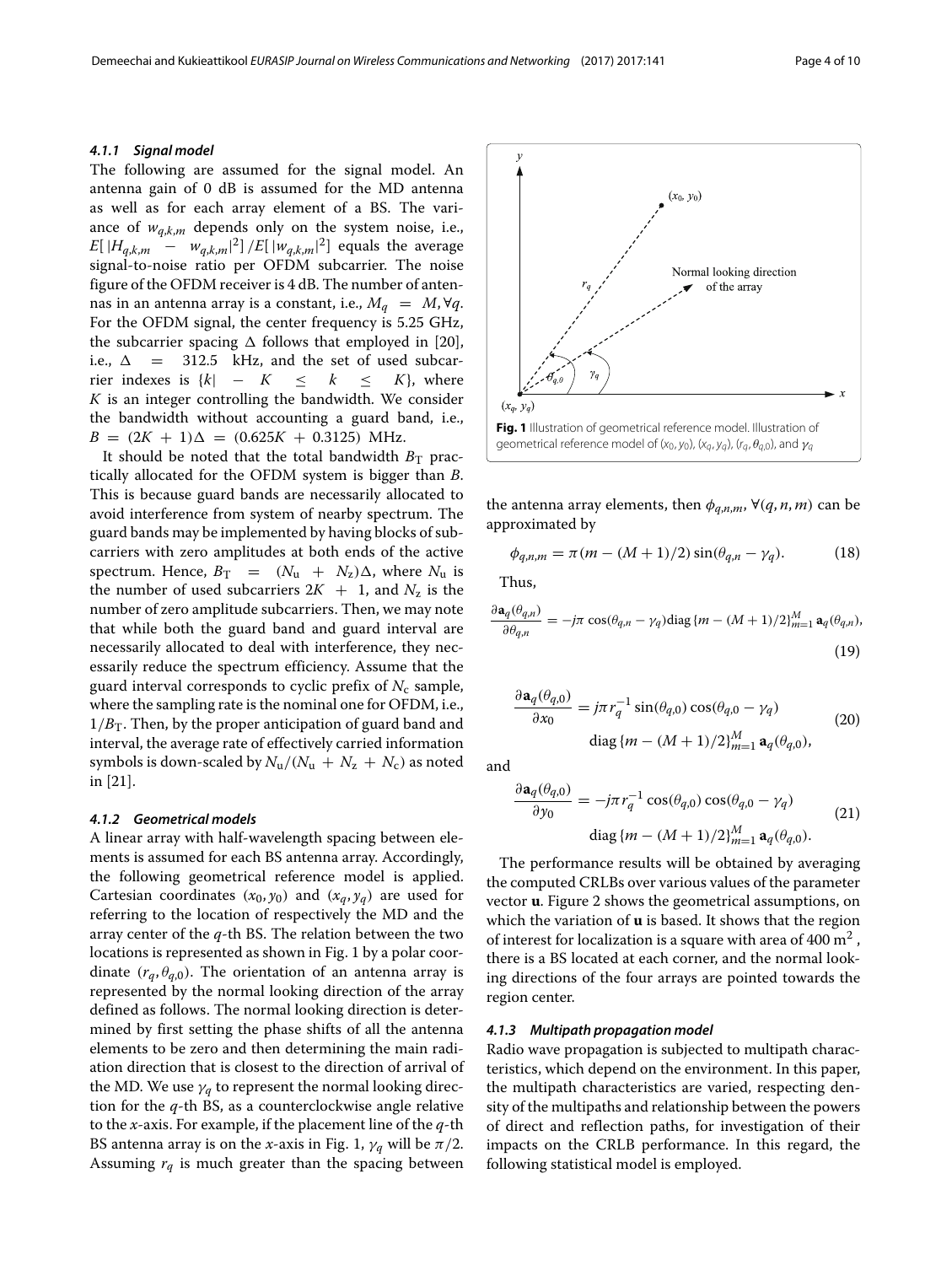#### 4.1.1 Signal model

The following are assumed for the signal model. An antenna gain of 0 dB is assumed for the MD antenna as well as for each array element of a BS. The variance of $w_{q,k,m}$ depends only on the system noise, i.e., $E[|H_{q,k,m} - w_{q,k,m}|^2]/E[|w_{q,k,m}|^2]$ equals the average signal-to-noise ratio per OFDM subcarrier. The noise figure of the OFDM receiver is 4 dB. The number of antennas in an antenna array is a constant, i.e., $M_q = M, \forall q$. For the OFDM signal, the center frequency is 5.25 GHz, the subcarrier spacing $\Delta$ follows that employed in [20], i.e., $\Delta = 312.5$ kHz, and the set of used subcarrier indexes is $\{k| - K \leq k \leq K\}$, where $K$ is an integer controlling the bandwidth. We consider the bandwidth without accounting a guard band, i.e., $B = (2K + 1)\Delta = (0.625K + 0.3125)$ MHz.

It should be noted that the total bandwidth $B_T$ practically allocated for the OFDM system is bigger than $B$. This is because guard bands are necessarily allocated to avoid interference from system of nearby spectrum. The guard bands may be implemented by having blocks of subcarriers with zero amplitudes at both ends of the active spectrum. Hence, $B_T = (N_u + N_z)\Delta$, where $N_u$ is the number of used subcarriers $2K + 1$, and $N_z$ is the number of zero amplitude subcarriers. Then, we may note that while both the guard band and guard interval are necessarily allocated to deal with interference, they necessarily reduce the spectrum efficiency. Assume that the guard interval corresponds to cyclic prefix of $N_c$ sample, where the sampling rate is the nominal one for OFDM, i.e., $1/B_T$. Then, by the proper anticipation of guard band and interval, the average rate of effectively carried information symbols is down-scaled by $N_u/(N_u + N_z + N_c)$ as noted in [21].

#### 4.1.2 Geometrical models

A linear array with half-wavelength spacing between elements is assumed for each BS antenna array. Accordingly, the following geometrical reference model is applied. Cartesian coordinates $(x_0, y_0)$ and $(x_q, y_q)$ are used for referring to the location of respectively the MD and the array center of the $q$-th BS. The relation between the two locations is represented as shown in Fig. 1 by a polar coordinate $(r_q, \theta_{q,0})$. The orientation of an antenna array is represented by the normal looking direction of the array defined as follows. The normal looking direction is determined by first setting the phase shifts of all the antenna elements to be zero and then determining the main radiation direction that is closest to the direction of arrival of the MD. We use $\gamma_q$ to represent the normal looking direction for the $q$-th BS, as a counterclockwise angle relative to the $x$-axis. For example, if the placement line of the $q$-th BS antenna array is on the $x$-axis in Fig. 1, $\gamma_q$ will be $\pi/2$. Assuming $r_q$ is much greater than the spacing between the antenna array elements, then $\phi_{q,n,m}, \forall(q, n, m)$ can be approximated by

**Fig. 1** Illustration of geometrical reference model. Illustration of geometrical reference model of $(x_0, y_0)$, $(x_q, y_q)$, $(r_q, \theta_{q,0})$, and $\gamma_q$

$$\phi_{q,n,m} = \pi(m - (M + 1)/2)\sin(\theta_{q,n} - \gamma_q). \tag{18}$$

Thus,

$$\frac{\partial \mathbf{a}_q(\theta_{q,n})}{\partial \theta_{q,n}} = -j\pi\cos(\theta_{q,n} - \gamma_q)\mathrm{diag}\{m - (M + 1)/2\}_{m=1}^{M}\mathbf{a}_q(\theta_{q,n}), \tag{19}$$

$$\frac{\partial \mathbf{a}_q(\theta_{q,0})}{\partial x_0} = j\pi r_q^{-1}\sin(\theta_{q,0})\cos(\theta_{q,0} - \gamma_q) \; \mathrm{diag}\{m - (M + 1)/2\}_{m=1}^{M}\mathbf{a}_q(\theta_{q,0}), \tag{20}$$

and

$$\frac{\partial \mathbf{a}_q(\theta_{q,0})}{\partial y_0} = -j\pi r_q^{-1}\cos(\theta_{q,0})\cos(\theta_{q,0} - \gamma_q) \; \mathrm{diag}\{m - (M + 1)/2\}_{m=1}^{M}\mathbf{a}_q(\theta_{q,0}). \tag{21}$$

The performance results will be obtained by averaging the computed CRLBs over various values of the parameter vector $\mathbf{u}$. Figure 2 shows the geometrical assumptions, on which the variation of $\mathbf{u}$ is based. It shows that the region of interest for localization is a square with area of 400 $m^2$, there is a BS located at each corner, and the normal looking directions of the four arrays are pointed towards the region center.

#### 4.1.3 Multipath propagation model

Radio wave propagation is subjected to multipath characteristics, which depend on the environment. In this paper, the multipath characteristics are varied, respecting density of the multipaths and relationship between the powers of direct and reflection paths, for investigation of their impacts on the CRLB performance. In this regard, the following statistical model is employed.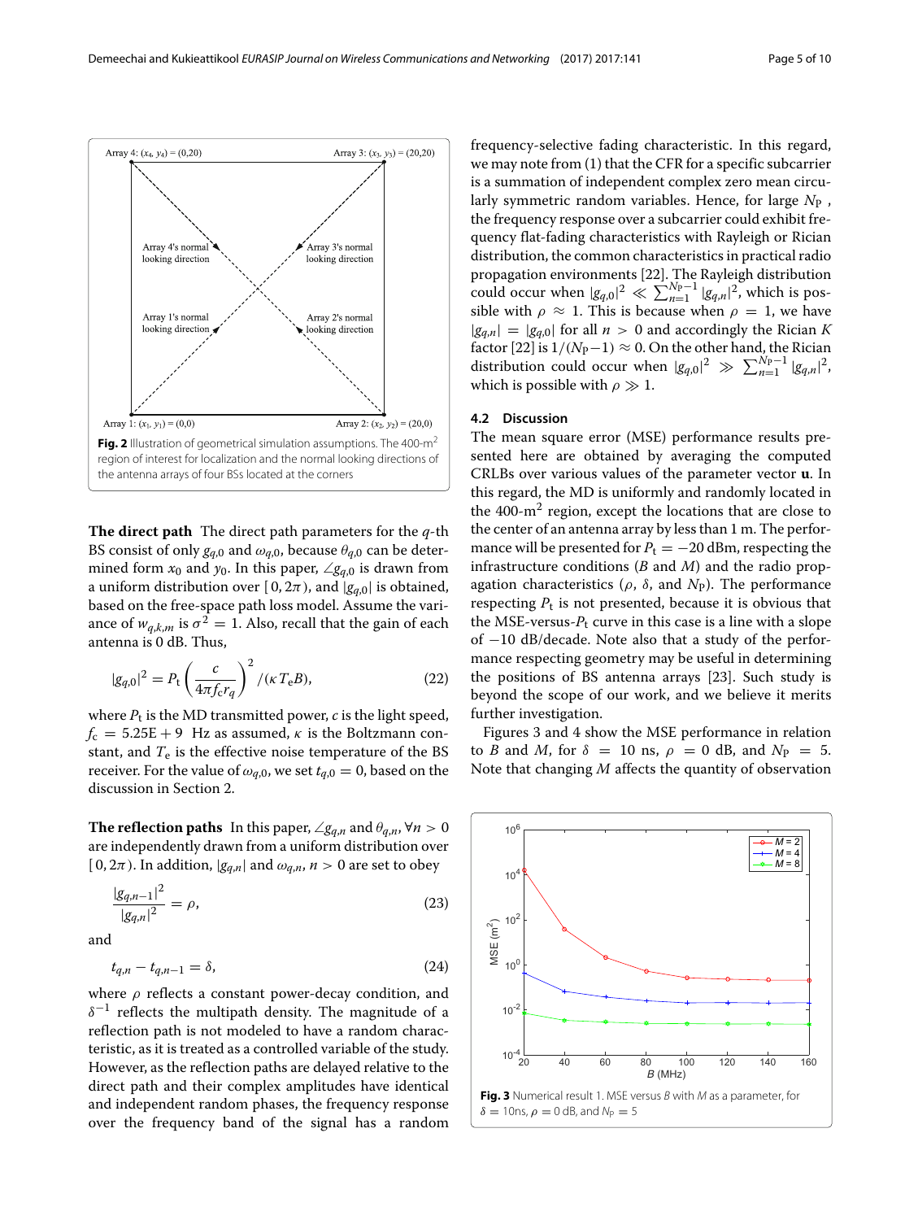Fig. 2 Illustration of geometrical simulation assumptions. The 400-m$^2$ region of interest for localization and the normal looking directions of the antenna arrays of four BSs located at the corners

**The direct path** The direct path parameters for the $q$-th BS consist of only $g_{q,0}$ and $\omega_{q,0}$, because $\theta_{q,0}$ can be determined form $x_0$ and $y_0$. In this paper, $\angle g_{q,0}$ is drawn from a uniform distribution over $[0, 2\pi)$, and $|g_{q,0}|$ is obtained, based on the free-space path loss model. Assume the variance of $w_{q,k,m}$ is $\sigma^2 = 1$. Also, recall that the gain of each antenna is 0 dB. Thus,

$$|g_{q,0}|^2 = P_t \left(\frac{c}{4\pi f_c r_q}\right)^2 / (\kappa T_e B), \tag{22}$$

where $P_t$ is the MD transmitted power, $c$ is the light speed, $f_c = 5.25E+9$ Hz as assumed, $\kappa$ is the Boltzmann constant, and $T_e$ is the effective noise temperature of the BS receiver. For the value of $\omega_{q,0}$, we set $t_{q,0} = 0$, based on the discussion in Section 2.

**The reflection paths** In this paper, $\angle g_{q,n}$ and $\theta_{q,n}$, $\forall n > 0$ are independently drawn from a uniform distribution over $[0, 2\pi)$. In addition, $|g_{q,n}|$ and $\omega_{q,n}$, $n > 0$ are set to obey

$$\frac{|g_{q,n-1}|^2}{|g_{q,n}|^2} = \rho, \tag{23}$$

and

$$t_{q,n} - t_{q,n-1} = \delta, \tag{24}$$

where $\rho$ reflects a constant power-decay condition, and $\delta^{-1}$ reflects the multipath density. The magnitude of a reflection path is not modeled to have a random characteristic, as it is treated as a controlled variable of the study. However, as the reflection paths are delayed relative to the direct path and their complex amplitudes have identical and independent random phases, the frequency response over the frequency band of the signal has a random frequency-selective fading characteristic. In this regard, we may note from (1) that the CFR for a specific subcarrier is a summation of independent complex zero mean circularly symmetric random variables. Hence, for large $N_P$, the frequency response over a subcarrier could exhibit frequency flat-fading characteristics with Rayleigh or Rician distribution, the common characteristics in practical radio propagation environments [22]. The Rayleigh distribution could occur when $|g_{q,0}|^2 \ll \sum_{n=1}^{N_P-1} |g_{q,n}|^2$, which is possible with $\rho \approx 1$. This is because when $\rho = 1$, we have $|g_{q,n}| = |g_{q,0}|$ for all $n > 0$ and accordingly the Rician $K$ factor [22] is $1/(N_P-1) \approx 0$. On the other hand, the Rician distribution could occur when $|g_{q,0}|^2 \gg \sum_{n=1}^{N_P-1} |g_{q,n}|^2$, which is possible with $\rho \gg 1$.

### 4.2 Discussion

The mean square error (MSE) performance results presented here are obtained by averaging the computed CRLBs over various values of the parameter vector $\mathbf{u}$. In this regard, the MD is uniformly and randomly located in the 400-m$^2$ region, except the locations that are close to the center of an antenna array by less than 1 m. The performance will be presented for $P_t = -20$ dBm, respecting the infrastructure conditions ($B$ and $M$) and the radio propagation characteristics ($\rho$, $\delta$, and $N_P$). The performance respecting $P_t$ is not presented, because it is obvious that the MSE-versus-$P_t$ curve in this case is a line with a slope of $-10$ dB/decade. Note also that a study of the performance respecting geometry may be useful in determining the positions of BS antenna arrays [23]. Such study is beyond the scope of our work, and we believe it merits further investigation.

Figures 3 and 4 show the MSE performance in relation to $B$ and $M$, for $\delta = 10$ ns, $\rho = 0$ dB, and $N_P = 5$. Note that changing $M$ affects the quantity of observation

Fig. 3 Numerical result 1. MSE versus $B$ with $M$ as a parameter, for $\delta = 10$ns, $\rho = 0$ dB, and $N_P = 5$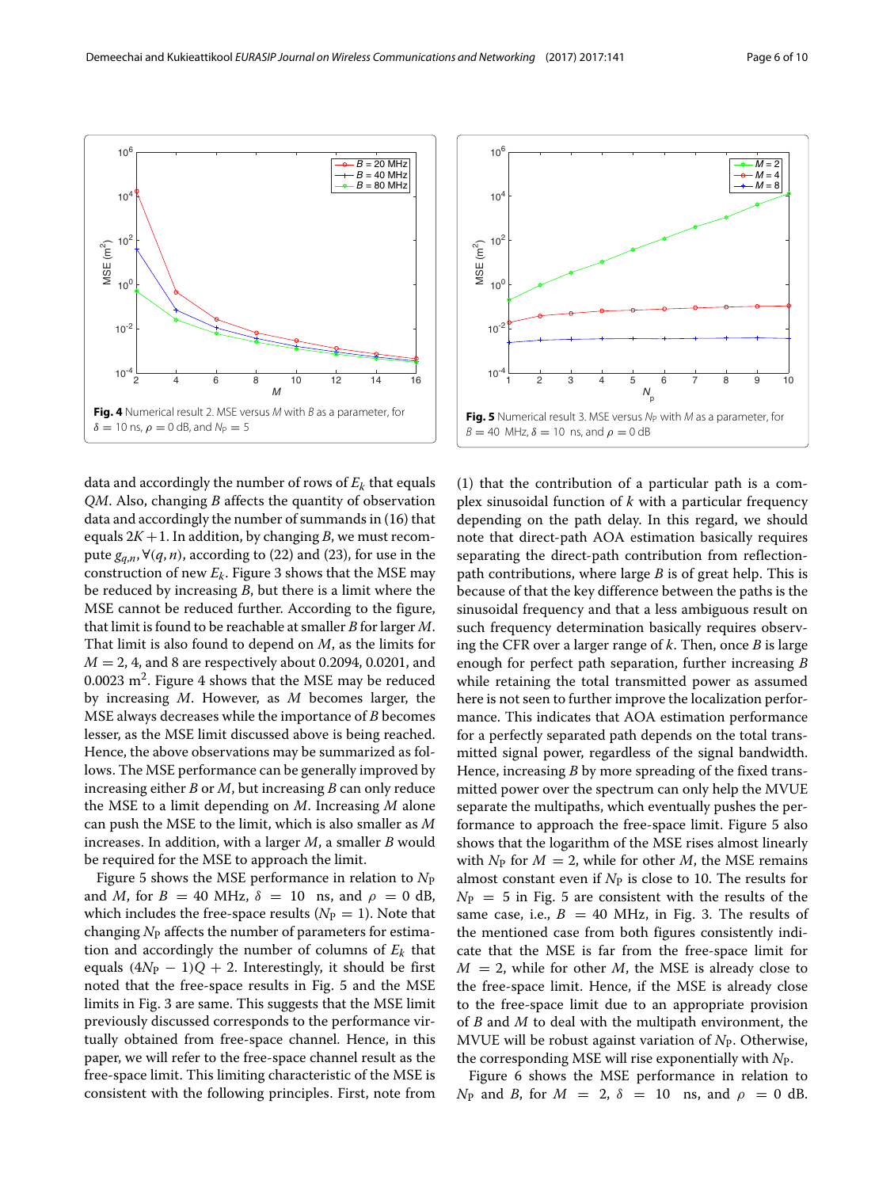**Fig. 4** Numerical result 2. MSE versus $M$ with $B$ as a parameter, for $\delta = 10$ ns, $\rho = 0$ dB, and $N_P = 5$

**Fig. 5** Numerical result 3. MSE versus $N_P$ with $M$ as a parameter, for $B = 40$ MHz, $\delta = 10$ ns, and $\rho = 0$ dB

data and accordingly the number of rows of $E_k$ that equals $QM$. Also, changing $B$ affects the quantity of observation data and accordingly the number of summands in (16) that equals $2K+1$. In addition, by changing $B$, we must recompute $g_{q,n}, \forall(q,n)$, according to (22) and (23), for use in the construction of new $E_k$. Figure 3 shows that the MSE may be reduced by increasing $B$, but there is a limit where the MSE cannot be reduced further. According to the figure, that limit is found to be reachable at smaller $B$ for larger $M$. That limit is also found to depend on $M$, as the limits for $M = 2$, 4, and 8 are respectively about 0.2094, 0.0201, and 0.0023 m$^2$. Figure 4 shows that the MSE may be reduced by increasing $M$. However, as $M$ becomes larger, the MSE always decreases while the importance of $B$ becomes lesser, as the MSE limit discussed above is being reached. Hence, the above observations may be summarized as follows. The MSE performance can be generally improved by increasing either $B$ or $M$, but increasing $B$ can only reduce the MSE to a limit depending on $M$. Increasing $M$ alone can push the MSE to the limit, which is also smaller as $M$ increases. In addition, with a larger $M$, a smaller $B$ would be required for the MSE to approach the limit.

Figure 5 shows the MSE performance in relation to $N_P$ and $M$, for $B = 40$ MHz, $\delta = 10$ ns, and $\rho = 0$ dB, which includes the free-space results ($N_P = 1$). Note that changing $N_P$ affects the number of parameters for estimation and accordingly the number of columns of $E_k$ that equals $(4N_P - 1)Q + 2$. Interestingly, it should be first noted that the free-space results in Fig. 5 and the MSE limits in Fig. 3 are same. This suggests that the MSE limit previously discussed corresponds to the performance virtually obtained from free-space channel. Hence, in this paper, we will refer to the free-space channel result as the free-space limit. This limiting characteristic of the MSE is consistent with the following principles. First, note from (1) that the contribution of a particular path is a complex sinusoidal function of $k$ with a particular frequency depending on the path delay. In this regard, we should note that direct-path AOA estimation basically requires separating the direct-path contribution from reflection-path contributions, where large $B$ is of great help. This is because of that the key difference between the paths is the sinusoidal frequency and that a less ambiguous result on such frequency determination basically requires observing the CFR over a larger range of $k$. Then, once $B$ is large enough for perfect path separation, further increasing $B$ while retaining the total transmitted power as assumed here is not seen to further improve the localization performance. This indicates that AOA estimation performance for a perfectly separated path depends on the total transmitted signal power, regardless of the signal bandwidth. Hence, increasing $B$ by more spreading of the fixed transmitted power over the spectrum can only help the MVUE separate the multipaths, which eventually pushes the performance to approach the free-space limit. Figure 5 also shows that the logarithm of the MSE rises almost linearly with $N_P$ for $M = 2$, while for other $M$, the MSE remains almost constant even if $N_P$ is close to 10. The results for $N_P = 5$ in Fig. 5 are consistent with the results of the same case, i.e., $B = 40$ MHz, in Fig. 3. The results of the mentioned case from both figures consistently indicate that the MSE is far from the free-space limit for $M = 2$, while for other $M$, the MSE is already close to the free-space limit. Hence, if the MSE is already close to the free-space limit due to an appropriate provision of $B$ and $M$ to deal with the multipath environment, the MVUE will be robust against variation of $N_P$. Otherwise, the corresponding MSE will rise exponentially with $N_P$.

Figure 6 shows the MSE performance in relation to $N_P$ and $B$, for $M = 2$, $\delta = 10$ ns, and $\rho = 0$ dB.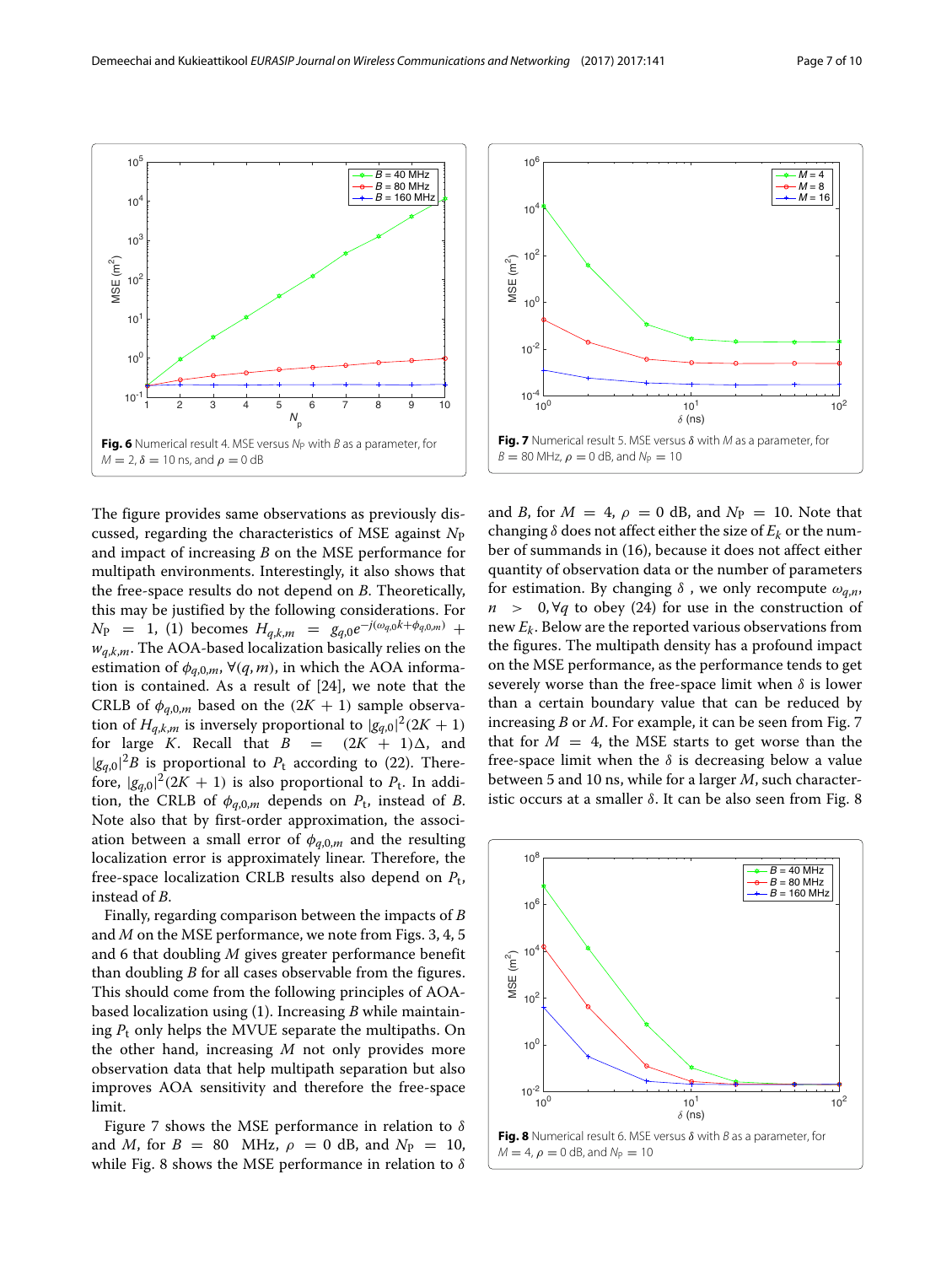Fig. 6 Numerical result 4. MSE versus $N_\mathrm{P}$ with $B$ as a parameter, for $M = 2$, $\delta = 10$ ns, and $\rho = 0$ dB

Fig. 7 Numerical result 5. MSE versus $\delta$ with $M$ as a parameter, for $B = 80$ MHz, $\rho = 0$ dB, and $N_\mathrm{P} = 10$

The figure provides same observations as previously discussed, regarding the characteristics of MSE against $N_\mathrm{P}$ and impact of increasing $B$ on the MSE performance for multipath environments. Interestingly, it also shows that the free-space results do not depend on $B$. Theoretically, this may be justified by the following considerations. For $N_\mathrm{P} = 1$, (1) becomes $H_{q,k,m} = g_{q,0}e^{-j(\omega_{q,0}k+\phi_{q,0,m})} + w_{q,k,m}$. The AOA-based localization basically relies on the estimation of $\phi_{q,0,m}$, $\forall(q,m)$, in which the AOA information is contained. As a result of [24], we note that the CRLB of $\phi_{q,0,m}$ based on the $(2K+1)$ sample observation of $H_{q,k,m}$ is inversely proportional to $|g_{q,0}|^2(2K+1)$ for large $K$. Recall that $B = (2K+1)\Delta$, and $|g_{q,0}|^2 B$ is proportional to $P_\mathrm{t}$ according to (22). Therefore, $|g_{q,0}|^2(2K+1)$ is also proportional to $P_\mathrm{t}$. In addition, the CRLB of $\phi_{q,0,m}$ depends on $P_\mathrm{t}$, instead of $B$. Note also that by first-order approximation, the association between a small error of $\phi_{q,0,m}$ and the resulting localization error is approximately linear. Therefore, the free-space localization CRLB results also depend on $P_\mathrm{t}$, instead of $B$.

Finally, regarding comparison between the impacts of $B$ and $M$ on the MSE performance, we note from Figs. 3, 4, 5 and 6 that doubling $M$ gives greater performance benefit than doubling $B$ for all cases observable from the figures. This should come from the following principles of AOA-based localization using (1). Increasing $B$ while maintaining $P_\mathrm{t}$ only helps the MVUE separate the multipaths. On the other hand, increasing $M$ not only provides more observation data that help multipath separation but also improves AOA sensitivity and therefore the free-space limit.

Figure 7 shows the MSE performance in relation to $\delta$ and $M$, for $B = 80$ MHz, $\rho = 0$ dB, and $N_\mathrm{P} = 10$, while Fig. 8 shows the MSE performance in relation to $\delta$ and $B$, for $M = 4$, $\rho = 0$ dB, and $N_\mathrm{P} = 10$. Note that changing $\delta$ does not affect either the size of $E_k$ or the number of summands in (16), because it does not affect either quantity of observation data or the number of parameters for estimation. By changing $\delta$, we only recompute $\omega_{q,n}$, $n > 0, \forall q$ to obey (24) for use in the construction of new $E_k$. Below are the reported various observations from the figures. The multipath density has a profound impact on the MSE performance, as the performance tends to get severely worse than the free-space limit when $\delta$ is lower than a certain boundary value that can be reduced by increasing $B$ or $M$. For example, it can be seen from Fig. 7 that for $M = 4$, the MSE starts to get worse than the free-space limit when the $\delta$ is decreasing below a value between 5 and 10 ns, while for a larger $M$, such characteristic occurs at a smaller $\delta$. It can be also seen from Fig. 8

Fig. 8 Numerical result 6. MSE versus $\delta$ with $B$ as a parameter, for $M = 4$, $\rho = 0$ dB, and $N_\mathrm{P} = 10$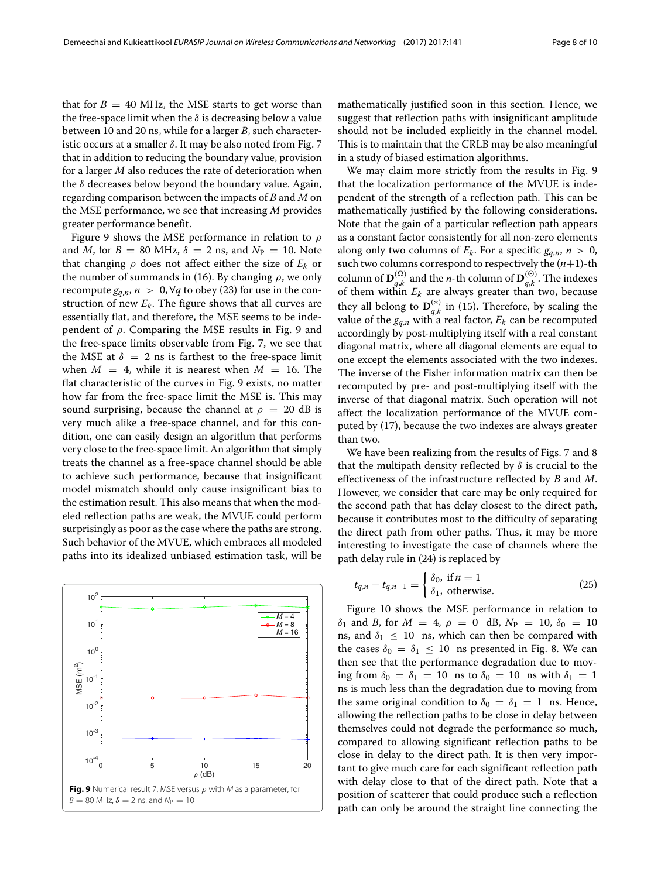that for $B = 40$ MHz, the MSE starts to get worse than the free-space limit when the $\delta$ is decreasing below a value between 10 and 20 ns, while for a larger $B$, such characteristic occurs at a smaller $\delta$. It may be also noted from Fig. 7 that in addition to reducing the boundary value, provision for a larger $M$ also reduces the rate of deterioration when the $\delta$ decreases below beyond the boundary value. Again, regarding comparison between the impacts of $B$ and $M$ on the MSE performance, we see that increasing $M$ provides greater performance benefit.

Figure 9 shows the MSE performance in relation to $\rho$ and $M$, for $B = 80$ MHz, $\delta = 2$ ns, and $N_P = 10$. Note that changing $\rho$ does not affect either the size of $E_k$ or the number of summands in (16). By changing $\rho$, we only recompute $g_{q,n}, n > 0, \forall q$ to obey (23) for use in the construction of new $E_k$. The figure shows that all curves are essentially flat, and therefore, the MSE seems to be independent of $\rho$. Comparing the MSE results in Fig. 9 and the free-space limits observable from Fig. 7, we see that the MSE at $\delta = 2$ ns is farthest to the free-space limit when $M = 4$, while it is nearest when $M = 16$. The flat characteristic of the curves in Fig. 9 exists, no matter how far from the free-space limit the MSE is. This may sound surprising, because the channel at $\rho = 20$ dB is very much alike a free-space channel, and for this condition, one can easily design an algorithm that performs very close to the free-space limit. An algorithm that simply treats the channel as a free-space channel should be able to achieve such performance, because that insignificant model mismatch should only cause insignificant bias to the estimation result. This also means that when the modeled reflection paths are weak, the MVUE could perform surprisingly as poor as the case where the paths are strong. Such behavior of the MVUE, which embraces all modeled paths into its idealized unbiased estimation task, will be mathematically justified soon in this section. Hence, we suggest that reflection paths with insignificant amplitude should not be included explicitly in the channel model. This is to maintain that the CRLB may be also meaningful in a study of biased estimation algorithms.

**Fig. 9** Numerical result 7. MSE versus $\rho$ with $M$ as a parameter, for $B = 80$ MHz, $\delta = 2$ ns, and $N_P = 10$

We may claim more strictly from the results in Fig. 9 that the localization performance of the MVUE is independent of the strength of a reflection path. This can be mathematically justified by the following considerations. Note that the gain of a particular reflection path appears as a constant factor consistently for all non-zero elements along only two columns of $E_k$. For a specific $g_{q,n}, n > 0$, such two columns correspond to respectively the $(n+1)$-th column of $\mathbf{D}_{q,k}^{(\Omega)}$ and the $n$-th column of $\mathbf{D}_{q,k}^{(\Theta)}$. The indexes of them within $E_k$ are always greater than two, because they all belong to $\mathbf{D}_{q,k}^{(*)}$ in (15). Therefore, by scaling the value of the $g_{q,n}$ with a real factor, $E_k$ can be recomputed accordingly by post-multiplying itself with a real constant diagonal matrix, where all diagonal elements are equal to one except the elements associated with the two indexes. The inverse of the Fisher information matrix can then be recomputed by pre- and post-multiplying itself with the inverse of that diagonal matrix. Such operation will not affect the localization performance of the MVUE computed by (17), because the two indexes are always greater than two.

We have been realizing from the results of Figs. 7 and 8 that the multipath density reflected by $\delta$ is crucial to the effectiveness of the infrastructure reflected by $B$ and $M$. However, we consider that care may be only required for the second path that has delay closest to the direct path, because it contributes most to the difficulty of separating the direct path from other paths. Thus, it may be more interesting to investigate the case of channels where the path delay rule in (24) is replaced by

$$t_{q,n} - t_{q,n-1} = \begin{cases} \delta_0, & \text{if } n = 1 \\ \delta_1, & \text{otherwise.} \end{cases} \tag{25}$$

Figure 10 shows the MSE performance in relation to $\delta_1$ and $B$, for $M = 4$, $\rho = 0$ dB, $N_P = 10$, $\delta_0 = 10$ ns, and $\delta_1 \leq 10$ ns, which can then be compared with the cases $\delta_0 = \delta_1 \leq 10$ ns presented in Fig. 8. We can then see that the performance degradation due to moving from $\delta_0 = \delta_1 = 10$ ns to $\delta_0 = 10$ ns with $\delta_1 = 1$ ns is much less than the degradation due to moving from the same original condition to $\delta_0 = \delta_1 = 1$ ns. Hence, allowing the reflection paths to be close in delay between themselves could not degrade the performance so much, compared to allowing significant reflection paths to be close in delay to the direct path. It is then very important to give much care for each significant reflection path with delay close to that of the direct path. Note that a position of scatterer that could produce such a reflection path can only be around the straight line connecting the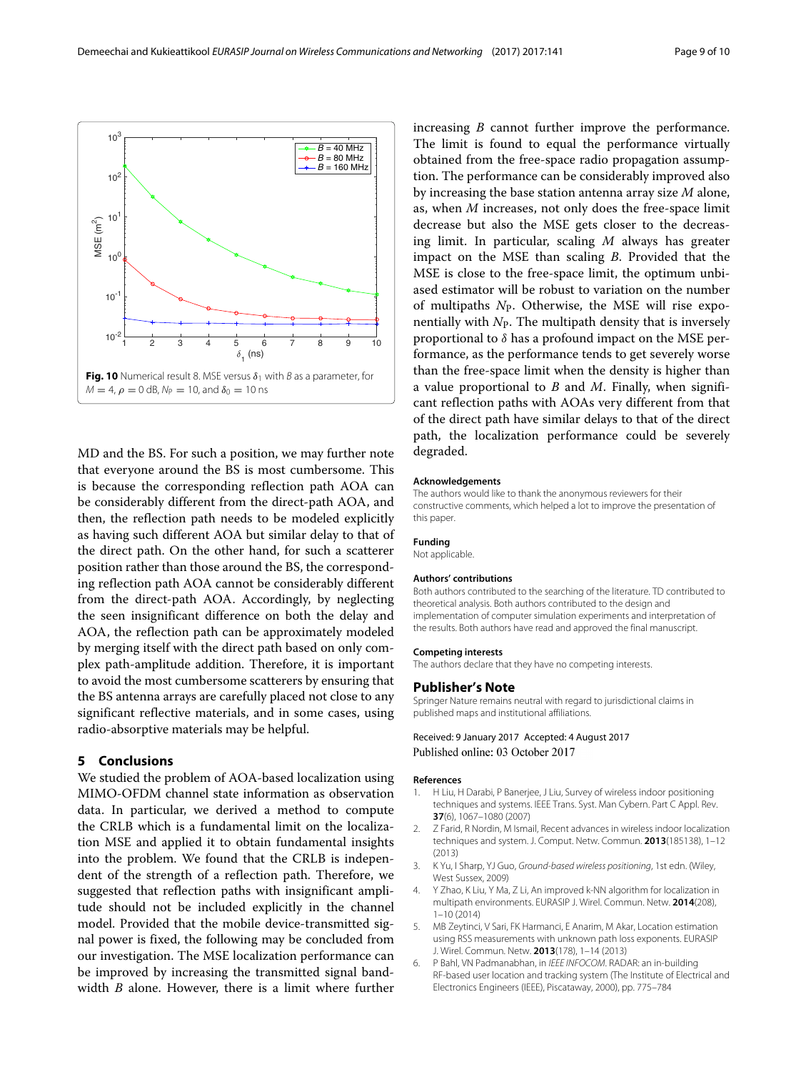**Fig. 10** Numerical result 8. MSE versus $\delta_1$ with $B$ as a parameter, for $M = 4$, $\rho = 0$ dB, $N_P = 10$, and $\delta_0 = 10$ ns

MD and the BS. For such a position, we may further note that everyone around the BS is most cumbersome. This is because the corresponding reflection path AOA can be considerably different from the direct-path AOA, and then, the reflection path needs to be modeled explicitly as having such different AOA but similar delay to that of the direct path. On the other hand, for such a scatterer position rather than those around the BS, the corresponding reflection path AOA cannot be considerably different from the direct-path AOA. Accordingly, by neglecting the seen insignificant difference on both the delay and AOA, the reflection path can be approximately modeled by merging itself with the direct path based on only complex path-amplitude addition. Therefore, it is important to avoid the most cumbersome scatterers by ensuring that the BS antenna arrays are carefully placed not close to any significant reflective materials, and in some cases, using radio-absorptive materials may be helpful.

## 5 Conclusions

We studied the problem of AOA-based localization using MIMO-OFDM channel state information as observation data. In particular, we derived a method to compute the CRLB which is a fundamental limit on the localization MSE and applied it to obtain fundamental insights into the problem. We found that the CRLB is independent of the strength of a reflection path. Therefore, we suggested that reflection paths with insignificant amplitude should not be included explicitly in the channel model. Provided that the mobile device-transmitted signal power is fixed, the following may be concluded from our investigation. The MSE localization performance can be improved by increasing the transmitted signal bandwidth $B$ alone. However, there is a limit where further increasing $B$ cannot further improve the performance. The limit is found to equal the performance virtually obtained from the free-space radio propagation assumption. The performance can be considerably improved also by increasing the base station antenna array size $M$ alone, as, when $M$ increases, not only does the free-space limit decrease but also the MSE gets closer to the decreasing limit. In particular, scaling $M$ always has greater impact on the MSE than scaling $B$. Provided that the MSE is close to the free-space limit, the optimum unbiased estimator will be robust to variation on the number of multipaths $N_P$. Otherwise, the MSE will rise exponentially with $N_P$. The multipath density that is inversely proportional to $\delta$ has a profound impact on the MSE performance, as the performance tends to get severely worse than the free-space limit when the density is higher than a value proportional to $B$ and $M$. Finally, when significant reflection paths with AOAs very different from that of the direct path have similar delays to that of the direct path, the localization performance could be severely degraded.

### Acknowledgements

The authors would like to thank the anonymous reviewers for their constructive comments, which helped a lot to improve the presentation of this paper.

### Funding

Not applicable.

### Authors' contributions

Both authors contributed to the searching of the literature. TD contributed to theoretical analysis. Both authors contributed to the design and implementation of computer simulation experiments and interpretation of the results. Both authors have read and approved the final manuscript.

### Competing interests

The authors declare that they have no competing interests.

## Publisher's Note

Springer Nature remains neutral with regard to jurisdictional claims in published maps and institutional affiliations.

Received: 9 January 2017 Accepted: 4 August 2017
Published online: 03 October 2017

### References

1. H Liu, H Darabi, P Banerjee, J Liu, Survey of wireless indoor positioning techniques and system. IEEE Trans. Syst. Man Cybern. Part C Appl. Rev. **37**(6), 1067–1080 (2007)
2. Z Farid, R Nordin, M Ismail, Recent advances in wireless indoor localization techniques and system. J. Comput. Netw. Commun. **2013**(185138), 1–12 (2013)
3. K Yu, I Sharp, YJ Guo, *Ground-based wireless positioning*, 1st edn. (Wiley, West Sussex, 2009)
4. Y Zhao, K Liu, Y Ma, Z Li, An improved k-NN algorithm for localization in multipath environments. EURASIP J. Wirel. Commun. Netw. **2014**(208), 1–10 (2014)
5. MB Zeytinci, V Sari, FK Harmanci, E Anarim, M Akar, Location estimation using RSS measurements with unknown path loss exponents. EURASIP J. Wirel. Commun. Netw. **2013**(178), 1–14 (2013)
6. P Bahl, VN Padmanabhan, in *IEEE INFOCOM*. RADAR: an in-building RF-based user location and tracking system (The Institute of Electrical and Electronics Engineers (IEEE), Piscataway, 2000), pp. 775–784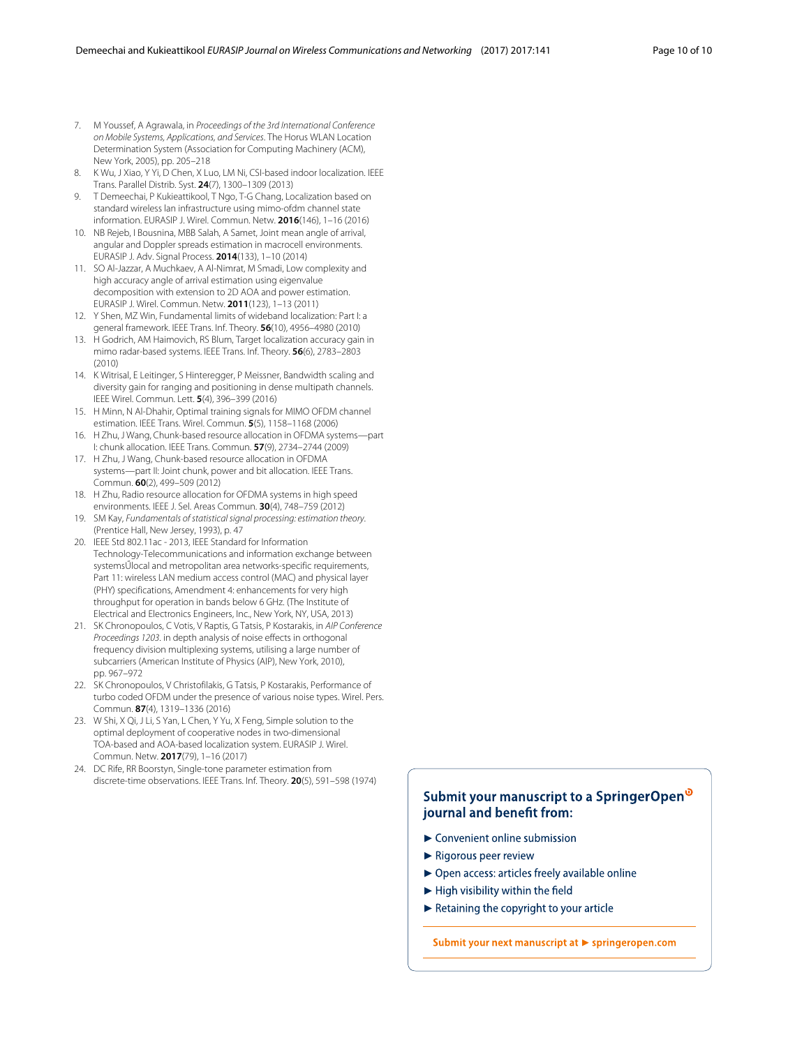7. M Youssef, A Agrawala, in *Proceedings of the 3rd International Conference on Mobile Systems, Applications, and Services*. The Horus WLAN Location Determination System (Association for Computing Machinery (ACM), New York, 2005), pp. 205–218
8. K Wu, J Xiao, Y Yi, D Chen, X Luo, LM Ni, CSI-based indoor localization. IEEE Trans. Parallel Distrib. Syst. **24**(7), 1300–1309 (2013)
9. T Demeechai, P Kukieattikool, T Ngo, T-G Chang, Localization based on standard wireless lan infrastructure using mimo-ofdm channel state information. EURASIP J. Wirel. Commun. Netw. **2016**(146), 1–16 (2016)
10. NB Rejeb, I Bousnina, MBB Salah, A Samet, Joint mean angle of arrival, angular and Doppler spreads estimation in macrocell environments. EURASIP J. Adv. Signal Process. **2014**(133), 1–10 (2014)
11. SO Al-Jazzar, A Muchkaev, A Al-Nimrat, M Smadi, Low complexity and high accuracy angle of arrival estimation using eigenvalue decomposition with extension to 2D AOA and power estimation. EURASIP J. Wirel. Commun. Netw. **2011**(123), 1–13 (2011)
12. Y Shen, MZ Win, Fundamental limits of wideband localization: Part I: a general framework. IEEE Trans. Inf. Theory. **56**(10), 4956–4980 (2010)
13. H Godrich, AM Haimovich, RS Blum, Target localization accuracy gain in mimo radar-based systems. IEEE Trans. Inf. Theory. **56**(6), 2783–2803 (2010)
14. K Witrisal, E Leitinger, S Hinteregger, P Meissner, Bandwidth scaling and diversity gain for ranging and positioning in dense multipath channels. IEEE Wirel. Commun. Lett. **5**(4), 396–399 (2016)
15. H Minn, N Al-Dhahir, Optimal training signals for MIMO OFDM channel estimation. IEEE Trans. Wirel. Commun. **5**(5), 1158–1168 (2006)
16. H Zhu, J Wang, Chunk-based resource allocation in OFDMA systems—part I: chunk allocation. IEEE Trans. Commun. **57**(9), 2734–2744 (2009)
17. H Zhu, J Wang, Chunk-based resource allocation in OFDMA systems—part II: Joint chunk, power and bit allocation. IEEE Trans. Commun. **60**(2), 499–509 (2012)
18. H Zhu, Radio resource allocation for OFDMA systems in high speed environments. IEEE J. Sel. Areas Commun. **30**(4), 748–759 (2012)
19. SM Kay, *Fundamentals of statistical signal processing: estimation theory*. (Prentice Hall, New Jersey, 1993), p. 47
20. IEEE Std 802.11ac - 2013, IEEE Standard for Information Technology-Telecommunications and information exchange between systemsŮlocal and metropolitan area networks-specific requirements, Part 11: wireless LAN medium access control (MAC) and physical layer (PHY) specifications, Amendment 4: enhancements for very high throughput for operation in bands below 6 GHz. (The Institute of Electrical and Electronics Engineers, Inc., New York, NY, USA, 2013)
21. SK Chronopoulos, C Votis, V Raptis, G Tatsis, P Kostarakis, in *AIP Conference Proceedings 1203*. in depth analysis of noise effects in orthogonal frequency division multiplexing systems, utilising a large number of subcarriers (American Institute of Physics (AIP), New York, 2010), pp. 967–972
22. SK Chronopoulos, V Christofilakis, G Tatsis, P Kostarakis, Performance of turbo coded OFDM under the presence of various noise types. Wirel. Pers. Commun. **87**(4), 1319–1336 (2016)
23. W Shi, X Qi, J Li, S Yan, L Chen, Y Yu, X Feng, Simple solution to the optimal deployment of cooperative nodes in two-dimensional TOA-based and AOA-based localization system. EURASIP J. Wirel. Commun. Netw. **2017**(79), 1–16 (2017)
24. DC Rife, RR Boorstyn, Single-tone parameter estimation from discrete-time observations. IEEE Trans. Inf. Theory. **20**(5), 591–598 (1974)

**Submit your manuscript to a SpringerOpen journal and benefit from:**

- ► Convenient online submission
- ► Rigorous peer review
- ► Open access: articles freely available online
- ► High visibility within the field
- ► Retaining the copyright to your article

**Submit your next manuscript at ► springeropen.com**